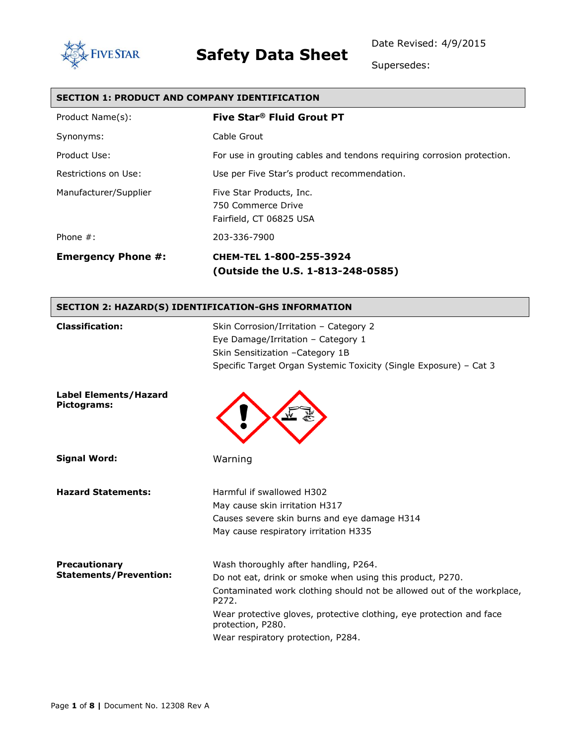FIVE STAR

# Safety Data Sheet

Date Revised: 4/9/2015

Supersedes:

## SECTION 1: PRODUCT AND COMPANY IDENTIFICATION

| | |
|---|---|
| Product Name(s): | **Five Star® Fluid Grout PT** |
| Synonyms: | Cable Grout |
| Product Use: | For use in grouting cables and tendons requiring corrosion protection. |
| Restrictions on Use: | Use per Five Star's product recommendation. |
| Manufacturer/Supplier | Five Star Products, Inc.<br>750 Commerce Drive<br>Fairfield, CT 06825 USA |
| Phone #: | 203-336-7900 |
| **Emergency Phone #:** | **CHEM-TEL 1-800-255-3924**<br>**(Outside the U.S. 1-813-248-0585)** |

## SECTION 2: HAZARD(S) IDENTIFICATION-GHS INFORMATION

**Classification:**

Skin Corrosion/Irritation – Category 2
Eye Damage/Irritation – Category 1
Skin Sensitization –Category 1B
Specific Target Organ Systemic Toxicity (Single Exposure) – Cat 3

**Label Elements/Hazard Pictograms:**

**Signal Word:** Warning

**Hazard Statements:**

Harmful if swallowed H302
May cause skin irritation H317
Causes severe skin burns and eye damage H314
May cause respiratory irritation H335

**Precautionary Statements/Prevention:**

Wash thoroughly after handling, P264.
Do not eat, drink or smoke when using this product, P270.
Contaminated work clothing should not be allowed out of the workplace, P272.
Wear protective gloves, protective clothing, eye protection and face protection, P280.
Wear respiratory protection, P284.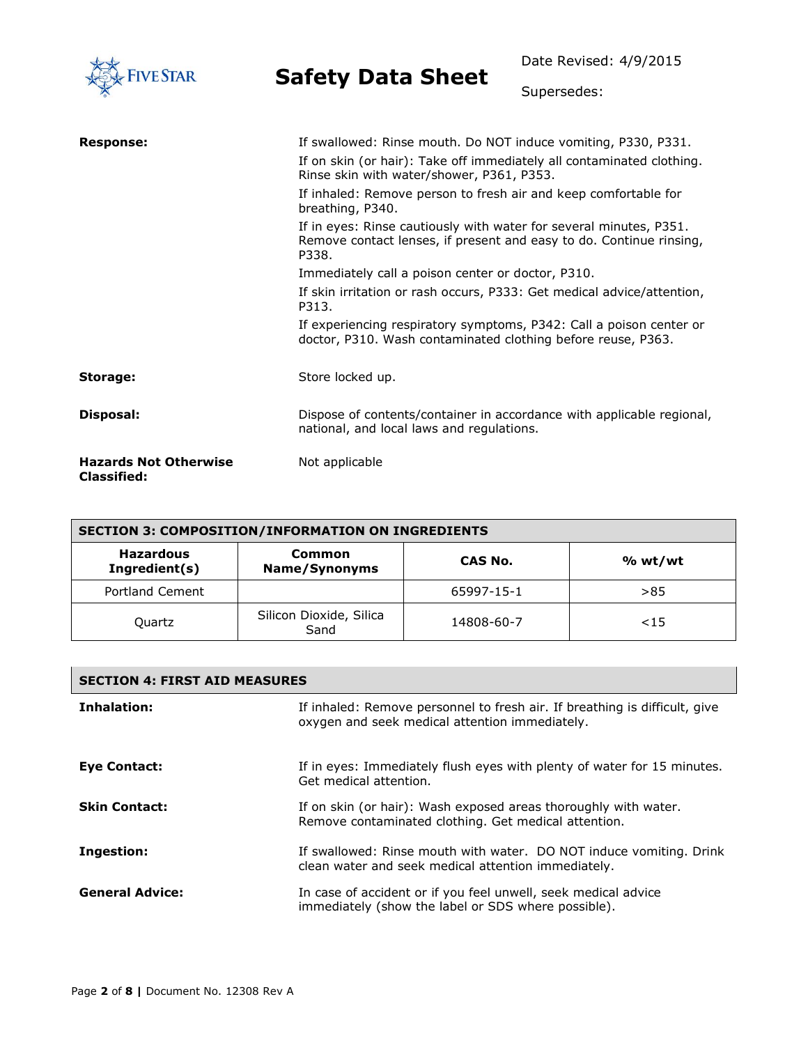**Response:**

If swallowed: Rinse mouth. Do NOT induce vomiting, P330, P331.

If on skin (or hair): Take off immediately all contaminated clothing. Rinse skin with water/shower, P361, P353.

If inhaled: Remove person to fresh air and keep comfortable for breathing, P340.

If in eyes: Rinse cautiously with water for several minutes, P351. Remove contact lenses, if present and easy to do. Continue rinsing, P338.

Immediately call a poison center or doctor, P310.

If skin irritation or rash occurs, P333: Get medical advice/attention, P313.

If experiencing respiratory symptoms, P342: Call a poison center or doctor, P310. Wash contaminated clothing before reuse, P363.

**Storage:** Store locked up.

**Disposal:** Dispose of contents/container in accordance with applicable regional, national, and local laws and regulations.

**Hazards Not Otherwise Classified:** Not applicable

## SECTION 3: COMPOSITION/INFORMATION ON INGREDIENTS

| Hazardous Ingredient(s) | Common Name/Synonyms | CAS No. | % wt/wt |
|---|---|---|---|
| Portland Cement | | 65997-15-1 | >85 |
| Quartz | Silicon Dioxide, Silica Sand | 14808-60-7 | <15 |

## SECTION 4: FIRST AID MEASURES

**Inhalation:** If inhaled: Remove personnel to fresh air. If breathing is difficult, give oxygen and seek medical attention immediately.

**Eye Contact:** If in eyes: Immediately flush eyes with plenty of water for 15 minutes. Get medical attention.

**Skin Contact:** If on skin (or hair): Wash exposed areas thoroughly with water. Remove contaminated clothing. Get medical attention.

**Ingestion:** If swallowed: Rinse mouth with water. DO NOT induce vomiting. Drink clean water and seek medical attention immediately.

**General Advice:** In case of accident or if you feel unwell, seek medical advice immediately (show the label or SDS where possible).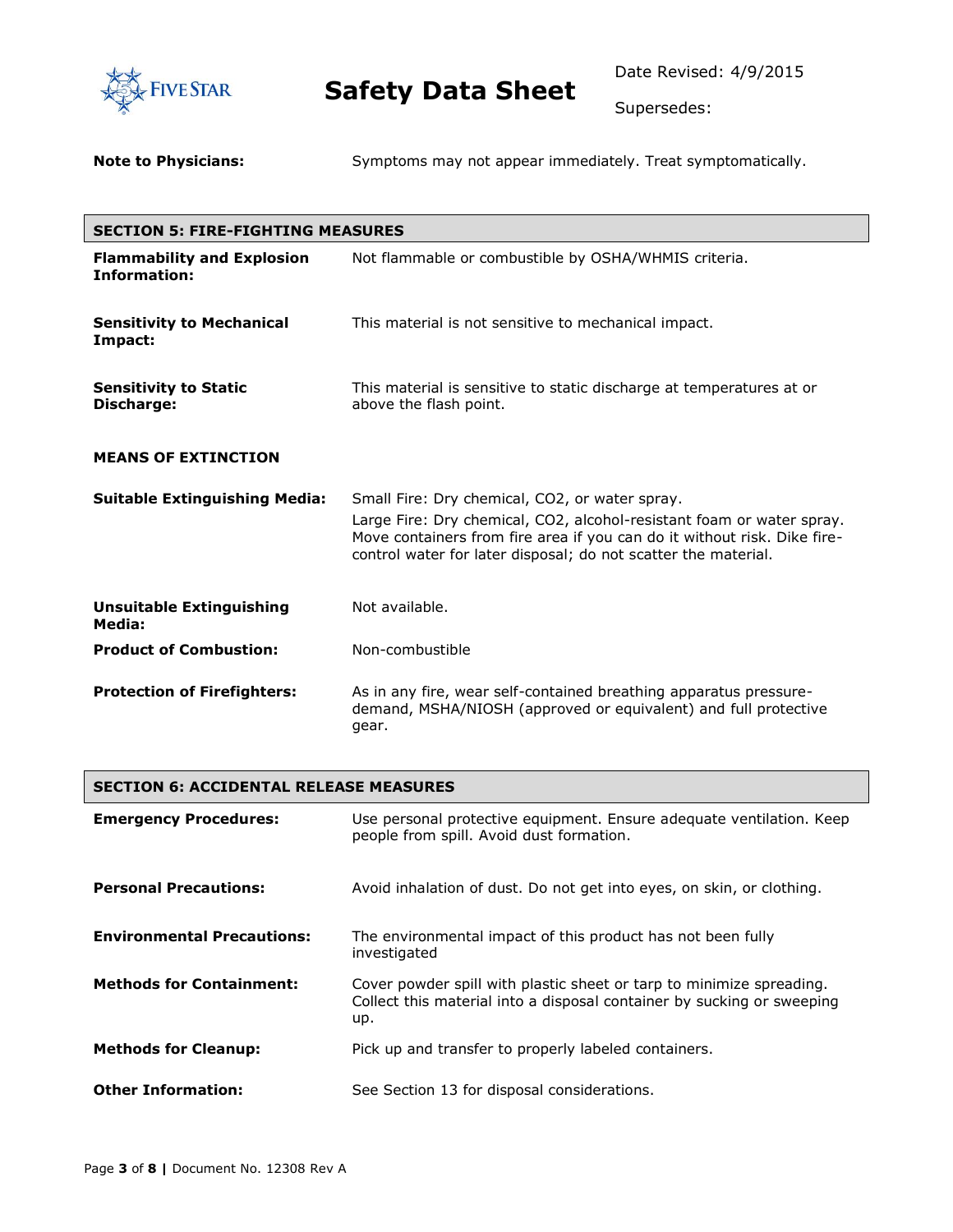**Note to Physicians:** Symptoms may not appear immediately. Treat symptomatically.

## SECTION 5: FIRE-FIGHTING MEASURES

**Flammability and Explosion Information:** Not flammable or combustible by OSHA/WHMIS criteria.

**Sensitivity to Mechanical Impact:** This material is not sensitive to mechanical impact.

**Sensitivity to Static Discharge:** This material is sensitive to static discharge at temperatures at or above the flash point.

**MEANS OF EXTINCTION**

**Suitable Extinguishing Media:** Small Fire: Dry chemical, $CO_2$, or water spray.
Large Fire: Dry chemical, $CO_2$, alcohol-resistant foam or water spray. Move containers from fire area if you can do it without risk. Dike fire-control water for later disposal; do not scatter the material.

**Unsuitable Extinguishing Media:** Not available.

**Product of Combustion:** Non-combustible

**Protection of Firefighters:** As in any fire, wear self-contained breathing apparatus pressure-demand, MSHA/NIOSH (approved or equivalent) and full protective gear.

## SECTION 6: ACCIDENTAL RELEASE MEASURES

**Emergency Procedures:** Use personal protective equipment. Ensure adequate ventilation. Keep people from spill. Avoid dust formation.

**Personal Precautions:** Avoid inhalation of dust. Do not get into eyes, on skin, or clothing.

**Environmental Precautions:** The environmental impact of this product has not been fully investigated

**Methods for Containment:** Cover powder spill with plastic sheet or tarp to minimize spreading. Collect this material into a disposal container by sucking or sweeping up.

**Methods for Cleanup:** Pick up and transfer to properly labeled containers.

**Other Information:** See Section 13 for disposal considerations.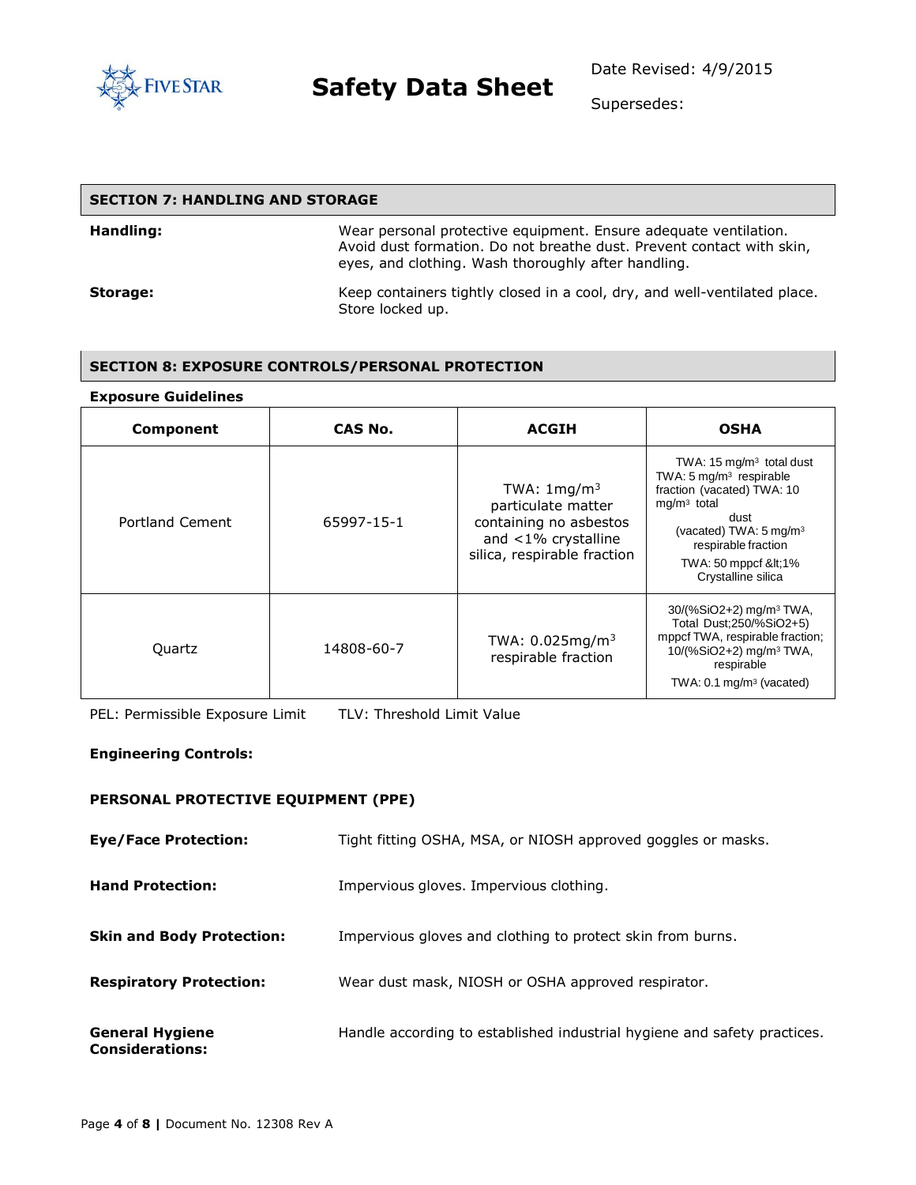## SECTION 7: HANDLING AND STORAGE

**Handling:** Wear personal protective equipment. Ensure adequate ventilation. Avoid dust formation. Do not breathe dust. Prevent contact with skin, eyes, and clothing. Wash thoroughly after handling.

**Storage:** Keep containers tightly closed in a cool, dry, and well-ventilated place. Store locked up.

## SECTION 8: EXPOSURE CONTROLS/PERSONAL PROTECTION

**Exposure Guidelines**

| Component | CAS No. | ACGIH | OSHA |
|---|---|---|---|
| Portland Cement | 65997-15-1 | TWA: 1mg/m³ particulate matter containing no asbestos and <1% crystalline silica, respirable fraction | TWA: 15 mg/m³ total dust TWA: 5 mg/m³ respirable fraction (vacated) TWA: 10 mg/m³ total dust (vacated) TWA: 5 mg/m³ respirable fraction TWA: 50 mppcf &lt;1% Crystalline silica |
| Quartz | 14808-60-7 | TWA: 0.025mg/m³ respirable fraction | 30/(%SiO2+2) mg/m³ TWA, Total Dust;250/%SiO2+5) mppcf TWA, respirable fraction; 10/(%SiO2+2) mg/m³ TWA, respirable TWA: 0.1 mg/m³ (vacated) |

PEL: Permissible Exposure Limit TLV: Threshold Limit Value

**Engineering Controls:**

**PERSONAL PROTECTIVE EQUIPMENT (PPE)**

**Eye/Face Protection:** Tight fitting OSHA, MSA, or NIOSH approved goggles or masks.

**Hand Protection:** Impervious gloves. Impervious clothing.

**Skin and Body Protection:** Impervious gloves and clothing to protect skin from burns.

**Respiratory Protection:** Wear dust mask, NIOSH or OSHA approved respirator.

**General Hygiene Considerations:** Handle according to established industrial hygiene and safety practices.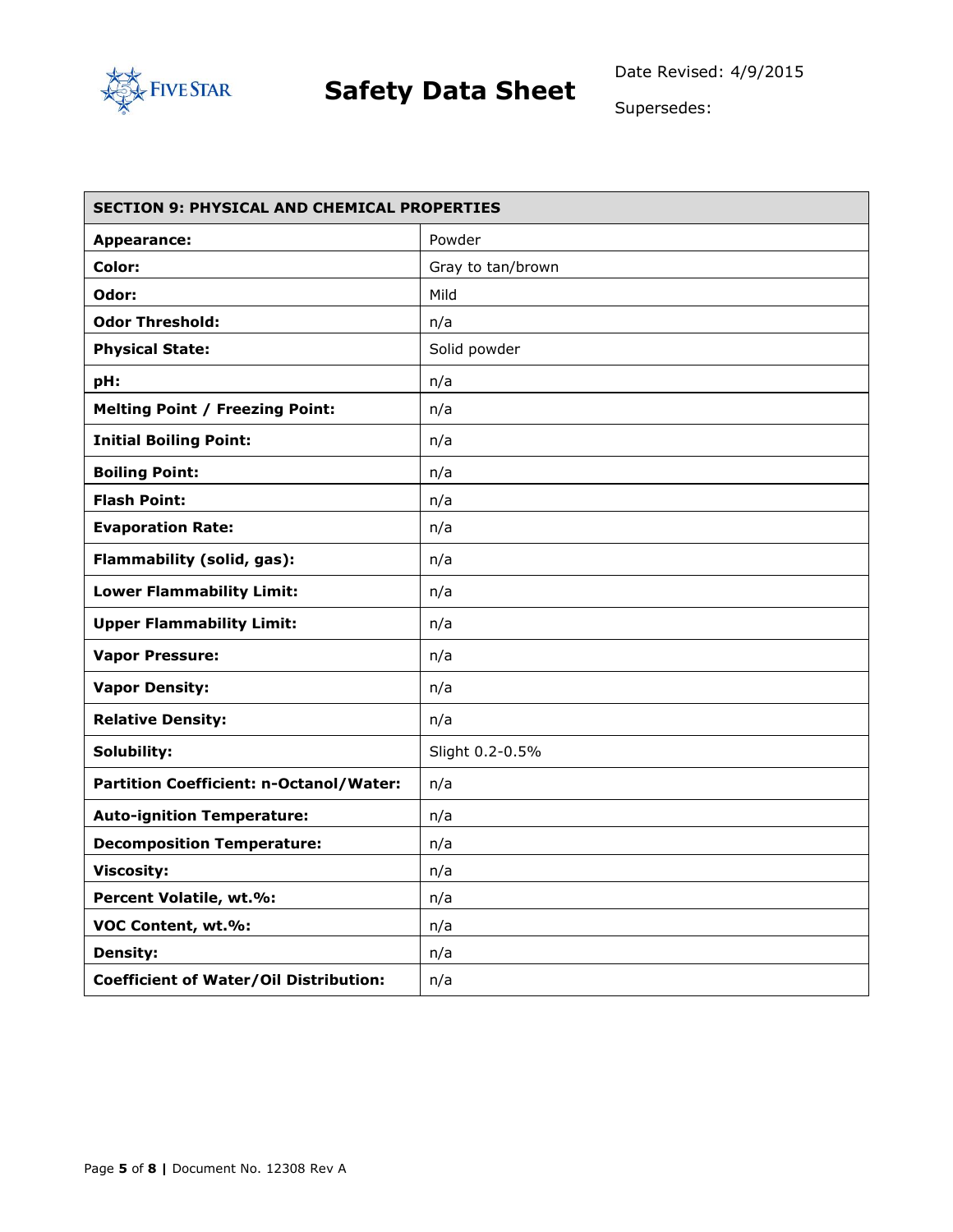| SECTION 9: PHYSICAL AND CHEMICAL PROPERTIES | |
|---|---|
| **Appearance:** | Powder |
| **Color:** | Gray to tan/brown |
| **Odor:** | Mild |
| **Odor Threshold:** | n/a |
| **Physical State:** | Solid powder |
| **pH:** | n/a |
| **Melting Point / Freezing Point:** | n/a |
| **Initial Boiling Point:** | n/a |
| **Boiling Point:** | n/a |
| **Flash Point:** | n/a |
| **Evaporation Rate:** | n/a |
| **Flammability (solid, gas):** | n/a |
| **Lower Flammability Limit:** | n/a |
| **Upper Flammability Limit:** | n/a |
| **Vapor Pressure:** | n/a |
| **Vapor Density:** | n/a |
| **Relative Density:** | n/a |
| **Solubility:** | Slight 0.2-0.5% |
| **Partition Coefficient: n-Octanol/Water:** | n/a |
| **Auto-ignition Temperature:** | n/a |
| **Decomposition Temperature:** | n/a |
| **Viscosity:** | n/a |
| **Percent Volatile, wt.%:** | n/a |
| **VOC Content, wt.%:** | n/a |
| **Density:** | n/a |
| **Coefficient of Water/Oil Distribution:** | n/a |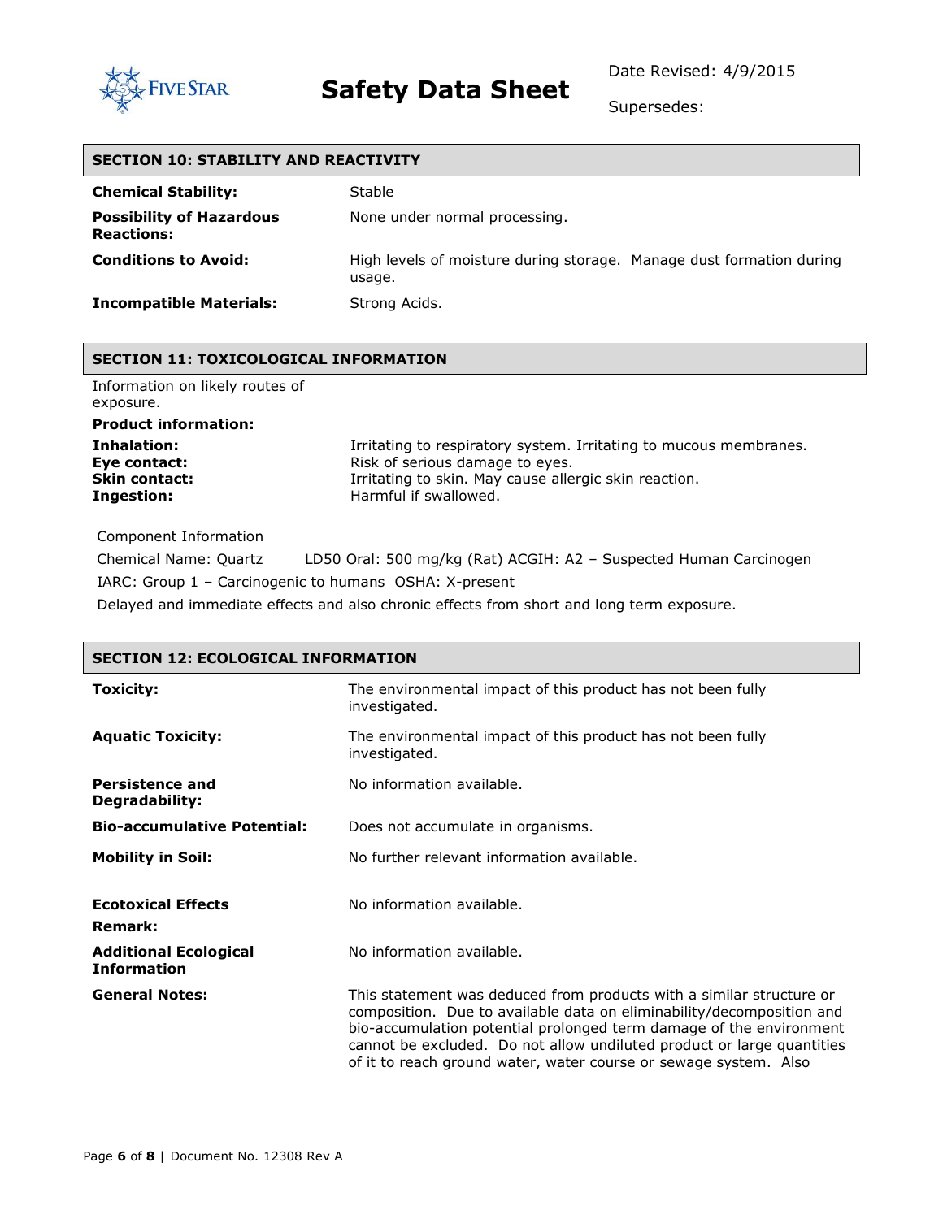## SECTION 10: STABILITY AND REACTIVITY

| | |
|---|---|
| **Chemical Stability:** | Stable |
| **Possibility of Hazardous Reactions:** | None under normal processing. |
| **Conditions to Avoid:** | High levels of moisture during storage. Manage dust formation during usage. |
| **Incompatible Materials:** | Strong Acids. |

## SECTION 11: TOXICOLOGICAL INFORMATION

Information on likely routes of exposure.

**Product information:**

| | |
|---|---|
| **Inhalation:** | Irritating to respiratory system. Irritating to mucous membranes. |
| **Eye contact:** | Risk of serious damage to eyes. |
| **Skin contact:** | Irritating to skin. May cause allergic skin reaction. |
| **Ingestion:** | Harmful if swallowed. |

Component Information

Chemical Name: Quartz LD50 Oral: 500 mg/kg (Rat) ACGIH: A2 – Suspected Human Carcinogen

IARC: Group 1 – Carcinogenic to humans OSHA: X-present

Delayed and immediate effects and also chronic effects from short and long term exposure.

## SECTION 12: ECOLOGICAL INFORMATION

| | |
|---|---|
| **Toxicity:** | The environmental impact of this product has not been fully investigated. |
| **Aquatic Toxicity:** | The environmental impact of this product has not been fully investigated. |
| **Persistence and Degradability:** | No information available. |
| **Bio-accumulative Potential:** | Does not accumulate in organisms. |
| **Mobility in Soil:** | No further relevant information available. |
| **Ecotoxical Effects Remark:** | No information available. |
| **Additional Ecological Information** | No information available. |
| **General Notes:** | This statement was deduced from products with a similar structure or composition. Due to available data on eliminability/decomposition and bio-accumulation potential prolonged term damage of the environment cannot be excluded. Do not allow undiluted product or large quantities of it to reach ground water, water course or sewage system. Also |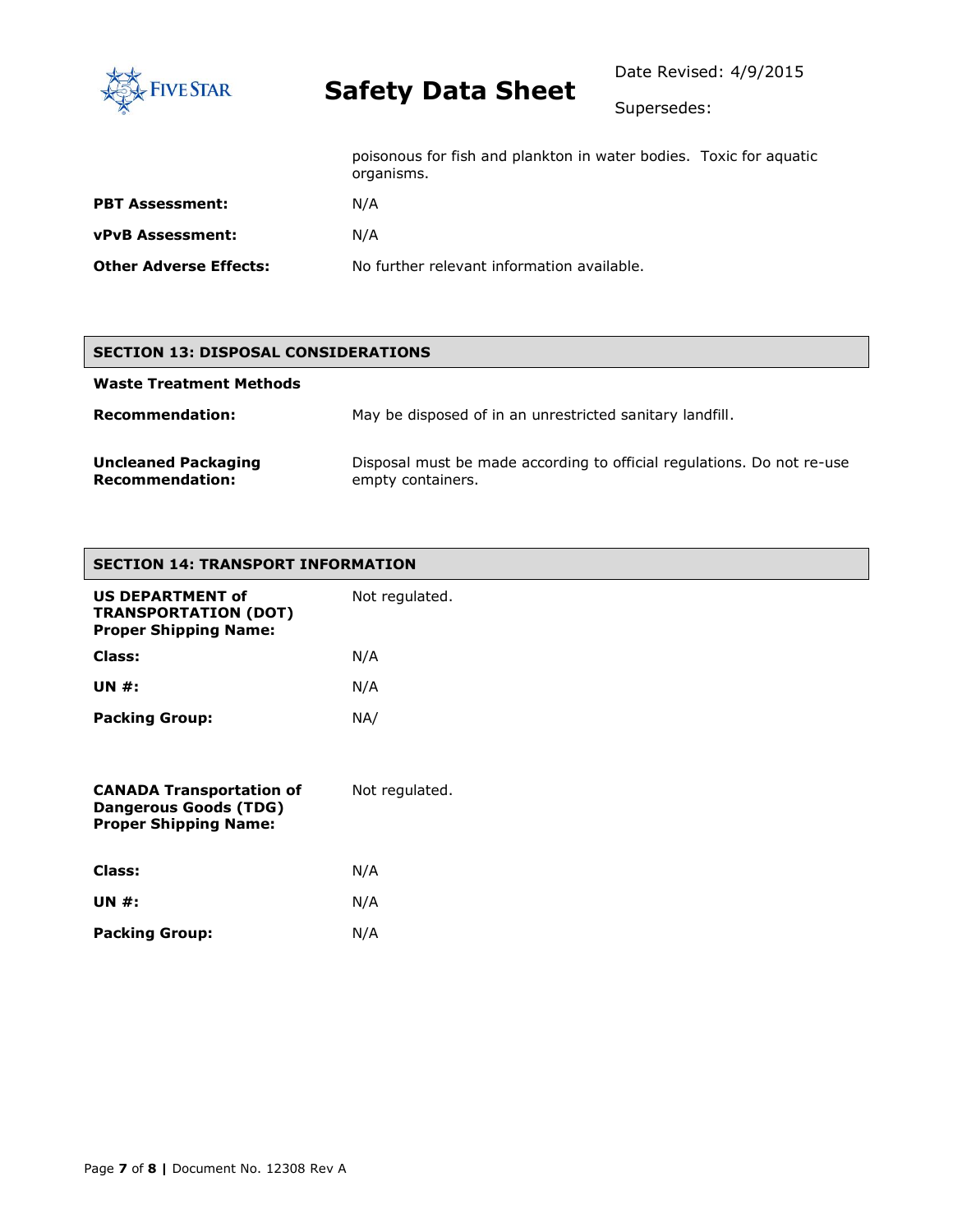poisonous for fish and plankton in water bodies. Toxic for aquatic organisms.

**PBT Assessment:** N/A

**vPvB Assessment:** N/A

**Other Adverse Effects:** No further relevant information available.

## SECTION 13: DISPOSAL CONSIDERATIONS

**Waste Treatment Methods**

**Recommendation:** May be disposed of in an unrestricted sanitary landfill.

**Uncleaned Packaging Recommendation:** Disposal must be made according to official regulations. Do not re-use empty containers.

## SECTION 14: TRANSPORT INFORMATION

**US DEPARTMENT of TRANSPORTATION (DOT) Proper Shipping Name:** Not regulated.

**Class:** N/A

**UN #:** N/A

**Packing Group:** NA/

**CANADA Transportation of Dangerous Goods (TDG) Proper Shipping Name:** Not regulated.

**Class:** N/A

**UN #:** N/A

**Packing Group:** N/A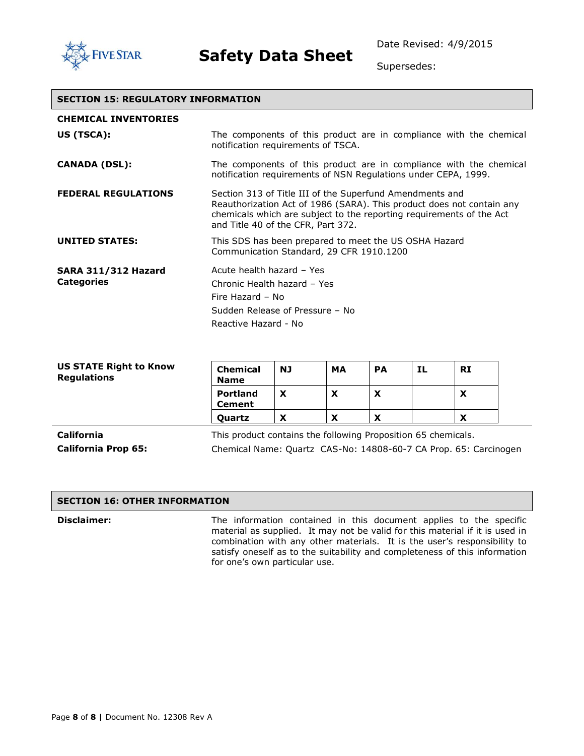## SECTION 15: REGULATORY INFORMATION

**CHEMICAL INVENTORIES**

**US (TSCA):** The components of this product are in compliance with the chemical notification requirements of TSCA.

**CANADA (DSL):** The components of this product are in compliance with the chemical notification requirements of NSN Regulations under CEPA, 1999.

**FEDERAL REGULATIONS** Section 313 of Title III of the Superfund Amendments and Reauthorization Act of 1986 (SARA). This product does not contain any chemicals which are subject to the reporting requirements of the Act and Title 40 of the CFR, Part 372.

**UNITED STATES:** This SDS has been prepared to meet the US OSHA Hazard Communication Standard, 29 CFR 1910.1200

**SARA 311/312 Hazard Categories**

Acute health hazard – Yes

Chronic Health hazard – Yes

Fire Hazard – No

Sudden Release of Pressure – No

Reactive Hazard - No

**US STATE Right to Know Regulations**

| Chemical Name | NJ | MA | PA | IL | RI |
|---|---|---|---|---|---|
| Portland Cement | X | X | X | | X |
| Quartz | X | X | X | | X |

**California**

**California Prop 65:**

This product contains the following Proposition 65 chemicals.

Chemical Name: Quartz CAS-No: 14808-60-7 CA Prop. 65: Carcinogen

## SECTION 16: OTHER INFORMATION

**Disclaimer:** The information contained in this document applies to the specific material as supplied. It may not be valid for this material if it is used in combination with any other materials. It is the user's responsibility to satisfy oneself as to the suitability and completeness of this information for one's own particular use.